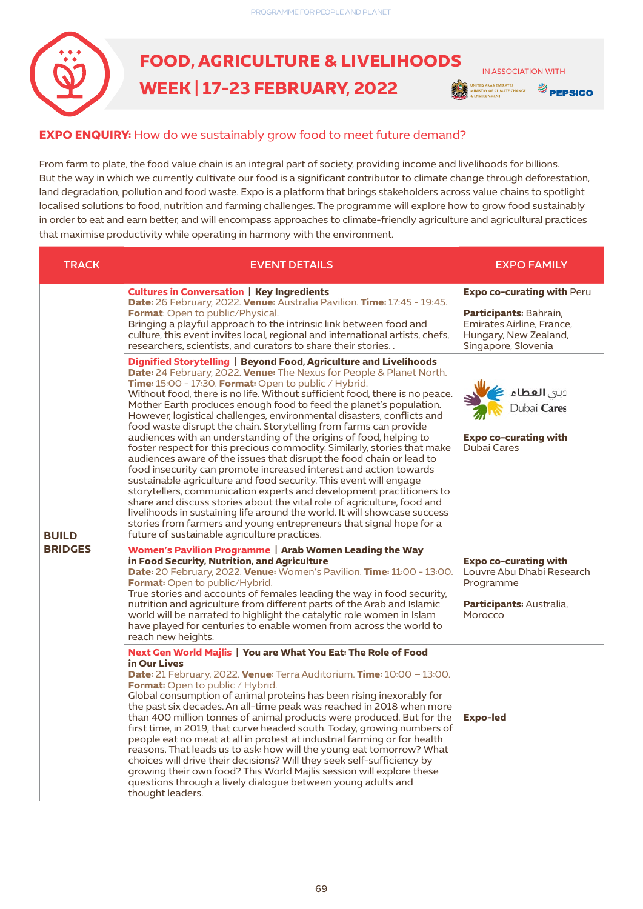# FOOD, AGRICULTURE & LIVELIHOODS WEEK | 17-23 FEBRUARY, 2022

IN ASSOCIATION WITH

UNITED ARAB EMIRATES MINISTRY OF CLIMATE CHANGE & ENVIRONMENT

PEPSICO

**EXPO ENQUIRY:** How do we sustainably grow food to meet future demand?

From farm to plate, the food value chain is an integral part of society, providing income and livelihoods for billions. But the way in which we currently cultivate our food is a significant contributor to climate change through deforestation, land degradation, pollution and food waste. Expo is a platform that brings stakeholders across value chains to spotlight localised solutions to food, nutrition and farming challenges. The programme will explore how to grow food sustainably in order to eat and earn better, and will encompass approaches to climate-friendly agriculture and agricultural practices that maximise productivity while operating in harmony with the environment.

| TRACK | EVENT DETAILS | EXPO FAMILY |
|---|---|---|
| **BUILD BRIDGES** | **Cultures in Conversation** \| **Key Ingredients**<br>**Date:** 26 February, 2022. **Venue:** Australia Pavilion. **Time:** 17:45 - 19:45. **Format**: Open to public/Physical.<br>Bringing a playful approach to the intrinsic link between food and culture, this event invites local, regional and international artists, chefs, researchers, scientists, and curators to share their stories. . | **Expo co-curating with** Peru<br><br>**Participants:** Bahrain, Emirates Airline, France, Hungary, New Zealand, Singapore, Slovenia |
| | **Dignified Storytelling** \| **Beyond Food, Agriculture and Livelihoods**<br>**Date:** 24 February, 2022. **Venue:** The Nexus for People & Planet North. **Time:** 15:00 - 17:30. **Format:** Open to public / Hybrid.<br>Without food, there is no life. Without sufficient food, there is no peace. Mother Earth produces enough food to feed the planet's population. However, logistical challenges, environmental disasters, conflicts and food waste disrupt the chain. Storytelling from farms can provide audiences with an understanding of the origins of food, helping to foster respect for this precious commodity. Similarly, stories that make audiences aware of the issues that disrupt the food chain or lead to food insecurity can promote increased interest and action towards sustainable agriculture and food security. This event will engage storytellers, communication experts and development practitioners to share and discuss stories about the vital role of agriculture, food and livelihoods in sustaining life around the world. It will showcase success stories from farmers and young entrepreneurs that signal hope for a future of sustainable agriculture practices. | دبي العطاء Dubai Cares<br><br>**Expo co-curating with** Dubai Cares |
| | **Women's Pavilion Programme** \| **Arab Women Leading the Way in Food Security, Nutrition, and Agriculture**<br>**Date:** 20 February, 2022. **Venue:** Women's Pavilion. **Time:** 11:00 - 13:00. **Format:** Open to public/Hybrid.<br>True stories and accounts of females leading the way in food security, nutrition and agriculture from different parts of the Arab and Islamic world will be narrated to highlight the catalytic role women in Islam have played for centuries to enable women from across the world to reach new heights. | **Expo co-curating with** Louvre Abu Dhabi Research Programme<br><br>**Participants:** Australia, Morocco |
| | **Next Gen World Majlis** \| **You are What You Eat: The Role of Food in Our Lives**<br>**Date:** 21 February, 2022. **Venue:** Terra Auditorium. **Time:** 10:00 – 13:00. **Format:** Open to public / Hybrid.<br>Global consumption of animal proteins has been rising inexorably for the past six decades. An all-time peak was reached in 2018 when more than 400 million tonnes of animal products were produced. But for the first time, in 2019, that curve headed south. Today, growing numbers of people eat no meat at all in protest at industrial farming or for health reasons. That leads us to ask: how will the young eat tomorrow? What choices will drive their decisions? Will they seek self-sufficiency by growing their own food? This World Majlis session will explore these questions through a lively dialogue between young adults and thought leaders. | **Expo-led** |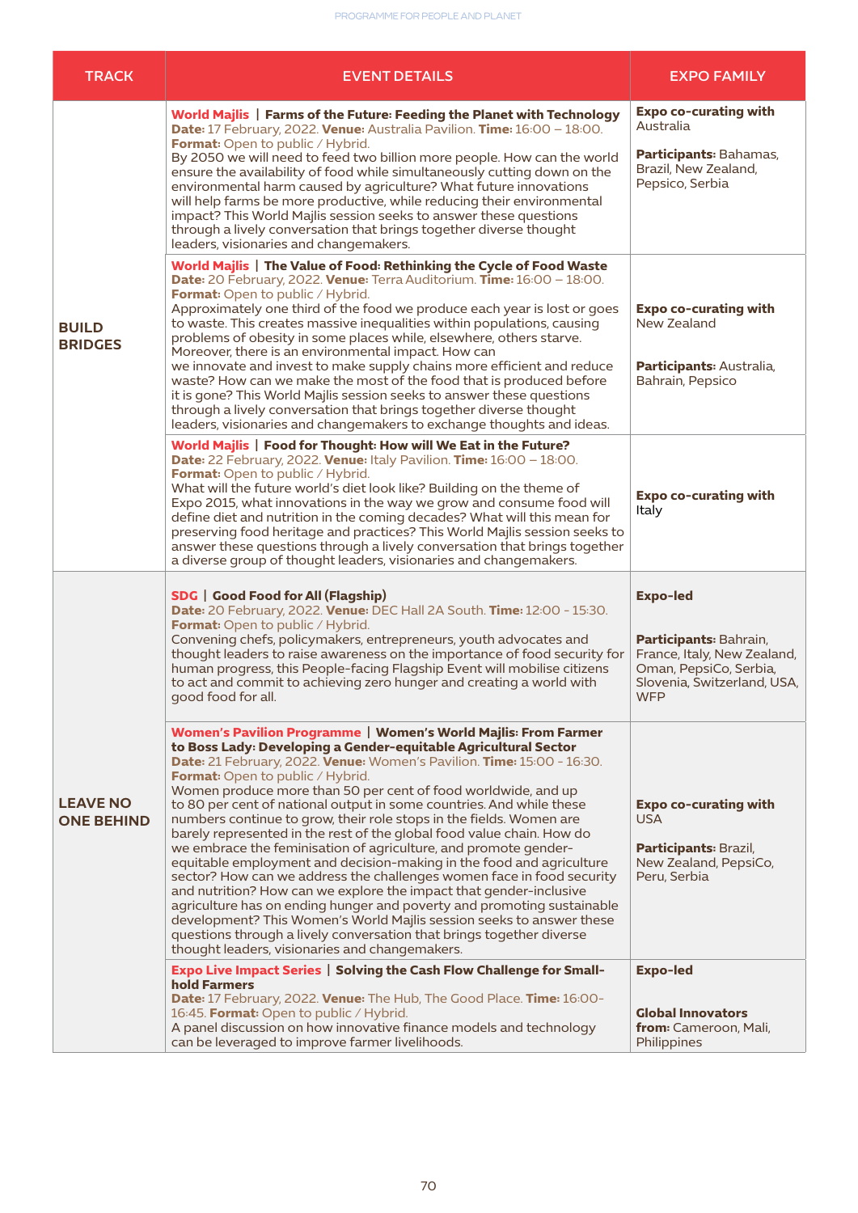| TRACK | EVENT DETAILS | EXPO FAMILY |
|---|---|---|
| **BUILD BRIDGES** | **World Majlis** \| **Farms of the Future: Feeding the Planet with Technology** **Date:** 17 February, 2022. **Venue:** Australia Pavilion. **Time:** 16:00 – 18:00. **Format:** Open to public / Hybrid. By 2050 we will need to feed two billion more people. How can the world ensure the availability of food while simultaneously cutting down on the environmental harm caused by agriculture? What future innovations will help farms be more productive, while reducing their environmental impact? This World Majlis session seeks to answer these questions through a lively conversation that brings together diverse thought leaders, visionaries and changemakers. | **Expo co-curating with** Australia **Participants:** Bahamas, Brazil, New Zealand, Pepsico, Serbia |
| | **World Majlis** \| **The Value of Food: Rethinking the Cycle of Food Waste** **Date:** 20 February, 2022. **Venue:** Terra Auditorium. **Time:** 16:00 – 18:00. **Format:** Open to public / Hybrid. Approximately one third of the food we produce each year is lost or goes to waste. This creates massive inequalities within populations, causing problems of obesity in some places while, elsewhere, others starve. Moreover, there is an environmental impact. How can we innovate and invest to make supply chains more efficient and reduce waste? How can we make the most of the food that is produced before it is gone? This World Majlis session seeks to answer these questions through a lively conversation that brings together diverse thought leaders, visionaries and changemakers to exchange thoughts and ideas. | **Expo co-curating with** New Zealand **Participants:** Australia, Bahrain, Pepsico |
| | **World Majlis** \| **Food for Thought: How will We Eat in the Future?** **Date:** 22 February, 2022. **Venue:** Italy Pavilion. **Time:** 16:00 – 18:00. **Format:** Open to public / Hybrid. What will the future world's diet look like? Building on the theme of Expo 2015, what innovations in the way we grow and consume food will define diet and nutrition in the coming decades? What will this mean for preserving food heritage and practices? This World Majlis session seeks to answer these questions through a lively conversation that brings together a diverse group of thought leaders, visionaries and changemakers. | **Expo co-curating with** Italy |
| **LEAVE NO ONE BEHIND** | **SDG** \| **Good Food for All (Flagship)** **Date:** 20 February, 2022. **Venue:** DEC Hall 2A South. **Time:** 12:00 - 15:30. **Format:** Open to public / Hybrid. Convening chefs, policymakers, entrepreneurs, youth advocates and thought leaders to raise awareness on the importance of food security for human progress, this People-facing Flagship Event will mobilise citizens to act and commit to achieving zero hunger and creating a world with good food for all. | **Expo-led** **Participants:** Bahrain, France, Italy, New Zealand, Oman, PepsiCo, Serbia, Slovenia, Switzerland, USA, WFP |
| | **Women's Pavilion Programme** \| **Women's World Majlis: From Farmer to Boss Lady: Developing a Gender-equitable Agricultural Sector** **Date:** 21 February, 2022. **Venue:** Women's Pavilion. **Time:** 15:00 - 16:30. **Format:** Open to public / Hybrid. Women produce more than 50 per cent of food worldwide, and up to 80 per cent of national output in some countries. And while these numbers continue to grow, their role stops in the fields. Women are barely represented in the rest of the global food value chain. How do we embrace the feminisation of agriculture, and promote gender-equitable employment and decision-making in the food and agriculture sector? How can we address the challenges women face in food security and nutrition? How can we explore the impact that gender-inclusive agriculture has on ending hunger and poverty and promoting sustainable development? This Women's World Majlis session seeks to answer these questions through a lively conversation that brings together diverse thought leaders, visionaries and changemakers. | **Expo co-curating with** USA **Participants:** Brazil, New Zealand, PepsiCo, Peru, Serbia |
| | **Expo Live Impact Series** \| **Solving the Cash Flow Challenge for Small-hold Farmers** **Date:** 17 February, 2022. **Venue:** The Hub, The Good Place. **Time:** 16:00-16:45. **Format:** Open to public / Hybrid. A panel discussion on how innovative finance models and technology can be leveraged to improve farmer livelihoods. | **Expo-led** **Global Innovators from:** Cameroon, Mali, Philippines |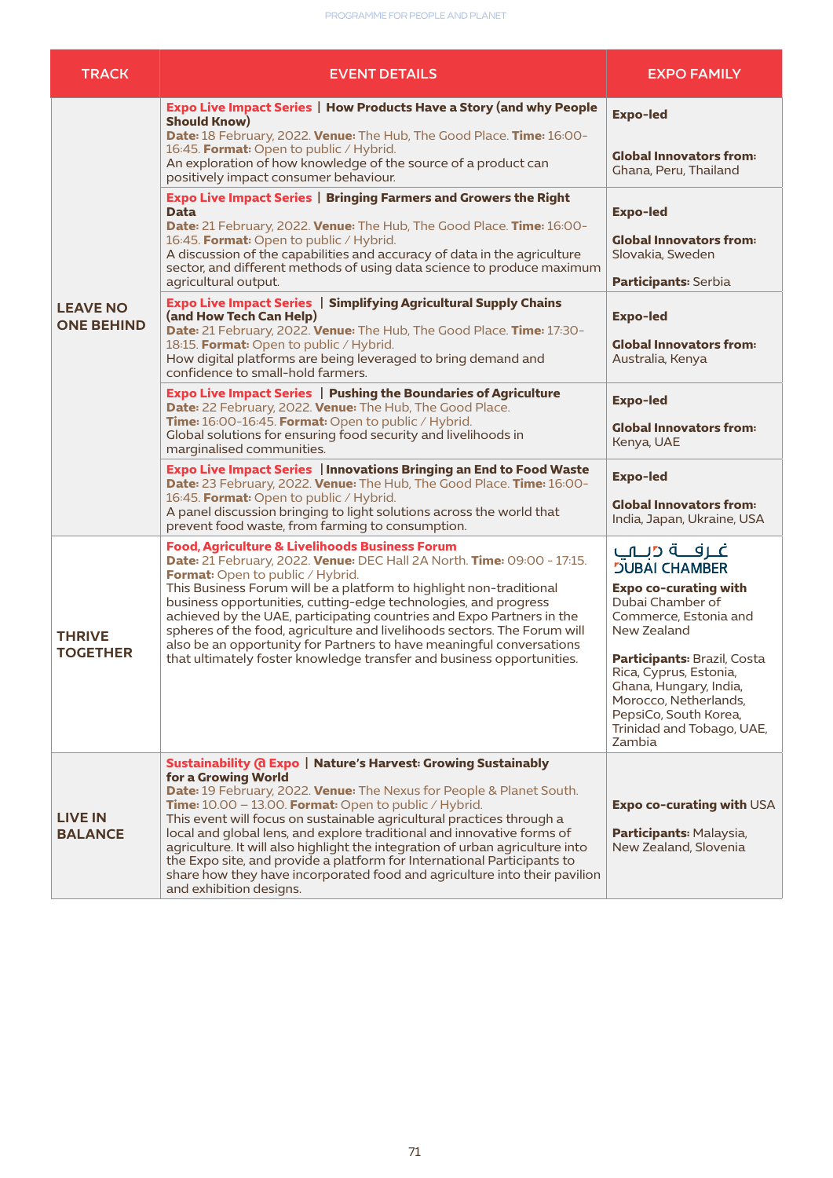| TRACK | EVENT DETAILS | EXPO FAMILY |
|---|---|---|
| LEAVE NO ONE BEHIND | **Expo Live Impact Series** \| **How Products Have a Story (and why People Should Know)** **Date:** 18 February, 2022. **Venue:** The Hub, The Good Place. **Time:** 16:00-16:45. **Format:** Open to public / Hybrid. An exploration of how knowledge of the source of a product can positively impact consumer behaviour. | **Expo-led** **Global Innovators from:** Ghana, Peru, Thailand |
| | **Expo Live Impact Series** \| **Bringing Farmers and Growers the Right Data** **Date:** 21 February, 2022. **Venue:** The Hub, The Good Place. **Time:** 16:00-16:45. **Format:** Open to public / Hybrid. A discussion of the capabilities and accuracy of data in the agriculture sector, and different methods of using data science to produce maximum agricultural output. | **Expo-led** **Global Innovators from:** Slovakia, Sweden **Participants:** Serbia |
| | **Expo Live Impact Series** \| **Simplifying Agricultural Supply Chains (and How Tech Can Help)** **Date:** 21 February, 2022. **Venue:** The Hub, The Good Place. **Time:** 17:30-18:15. **Format:** Open to public / Hybrid. How digital platforms are being leveraged to bring demand and confidence to small-hold farmers. | **Expo-led** **Global Innovators from:** Australia, Kenya |
| | **Expo Live Impact Series** \| **Pushing the Boundaries of Agriculture** **Date:** 22 February, 2022. **Venue:** The Hub, The Good Place. **Time:** 16:00-16:45. **Format:** Open to public / Hybrid. Global solutions for ensuring food security and livelihoods in marginalised communities. | **Expo-led** **Global Innovators from:** Kenya, UAE |
| | **Expo Live Impact Series** \| **Innovations Bringing an End to Food Waste** **Date:** 23 February, 2022. **Venue:** The Hub, The Good Place. **Time:** 16:00-16:45. **Format:** Open to public / Hybrid. A panel discussion bringing to light solutions across the world that prevent food waste, from farming to consumption. | **Expo-led** **Global Innovators from:** India, Japan, Ukraine, USA |
| THRIVE TOGETHER | **Food, Agriculture & Livelihoods Business Forum** **Date:** 21 February, 2022. **Venue:** DEC Hall 2A North. **Time:** 09:00 - 17:15. **Format:** Open to public / Hybrid. This Business Forum will be a platform to highlight non-traditional business opportunities, cutting-edge technologies, and progress achieved by the UAE, participating countries and Expo Partners in the spheres of the food, agriculture and livelihoods sectors. The Forum will also be an opportunity for Partners to have meaningful conversations that ultimately foster knowledge transfer and business opportunities. | غرفة دبي DUBAI CHAMBER **Expo co-curating with** Dubai Chamber of Commerce, Estonia and New Zealand **Participants:** Brazil, Costa Rica, Cyprus, Estonia, Ghana, Hungary, India, Morocco, Netherlands, PepsiCo, South Korea, Trinidad and Tobago, UAE, Zambia |
| LIVE IN BALANCE | **Sustainability @ Expo** \| **Nature's Harvest: Growing Sustainably for a Growing World** **Date:** 19 February, 2022. **Venue:** The Nexus for People & Planet South. **Time:** 10.00 – 13.00. **Format:** Open to public / Hybrid. This event will focus on sustainable agricultural practices through a local and global lens, and explore traditional and innovative forms of agriculture. It will also highlight the integration of urban agriculture into the Expo site, and provide a platform for International Participants to share how they have incorporated food and agriculture into their pavilion and exhibition designs. | **Expo co-curating with** USA **Participants:** Malaysia, New Zealand, Slovenia |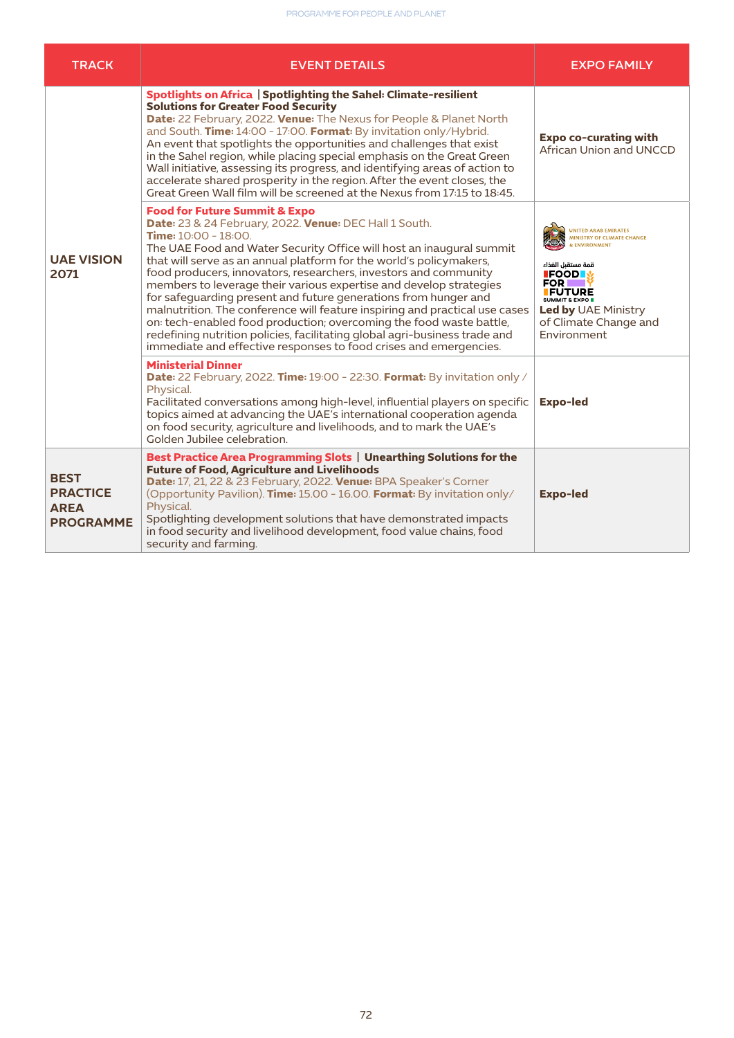| TRACK | EVENT DETAILS | EXPO FAMILY |
|---|---|---|
| **UAE VISION 2071** | **Spotlights on Africa** \| **Spotlighting the Sahel: Climate-resilient Solutions for Greater Food Security**<br>**Date:** 22 February, 2022. **Venue:** The Nexus for People & Planet North and South. **Time:** 14:00 - 17:00. **Format:** By invitation only/Hybrid.<br>An event that spotlights the opportunities and challenges that exist in the Sahel region, while placing special emphasis on the Great Green Wall initiative, assessing its progress, and identifying areas of action to accelerate shared prosperity in the region. After the event closes, the Great Green Wall film will be screened at the Nexus from 17:15 to 18:45. | **Expo co-curating with** African Union and UNCCD |
| | **Food for Future Summit & Expo**<br>**Date:** 23 & 24 February, 2022. **Venue:** DEC Hall 1 South.<br>**Time:** 10:00 - 18:00.<br>The UAE Food and Water Security Office will host an inaugural summit that will serve as an annual platform for the world's policymakers, food producers, innovators, researchers, investors and community members to leverage their various expertise and develop strategies for safeguarding present and future generations from hunger and malnutrition. The conference will feature inspiring and practical use cases on: tech-enabled food production; overcoming the food waste battle, redefining nutrition policies, facilitating global agri-business trade and immediate and effective responses to food crises and emergencies. | UNITED ARAB EMIRATES MINISTRY OF CLIMATE CHANGE & ENVIRONMENT<br>قمة مستقبل الغذاء FOOD FOR FUTURE SUMMIT & EXPO<br>**Led by** UAE Ministry of Climate Change and Environment |
| | **Ministerial Dinner**<br>**Date:** 22 February, 2022. **Time:** 19:00 - 22:30. **Format:** By invitation only / Physical.<br>Facilitated conversations among high-level, influential players on specific topics aimed at advancing the UAE's international cooperation agenda on food security, agriculture and livelihoods, and to mark the UAE's Golden Jubilee celebration. | **Expo-led** |
| **BEST PRACTICE AREA PROGRAMME** | **Best Practice Area Programming Slots** \| **Unearthing Solutions for the Future of Food, Agriculture and Livelihoods**<br>**Date:** 17, 21, 22 & 23 February, 2022. **Venue:** BPA Speaker's Corner (Opportunity Pavilion). **Time:** 15.00 - 16.00. **Format:** By invitation only/ Physical.<br>Spotlighting development solutions that have demonstrated impacts in food security and livelihood development, food value chains, food security and farming. | **Expo-led** |